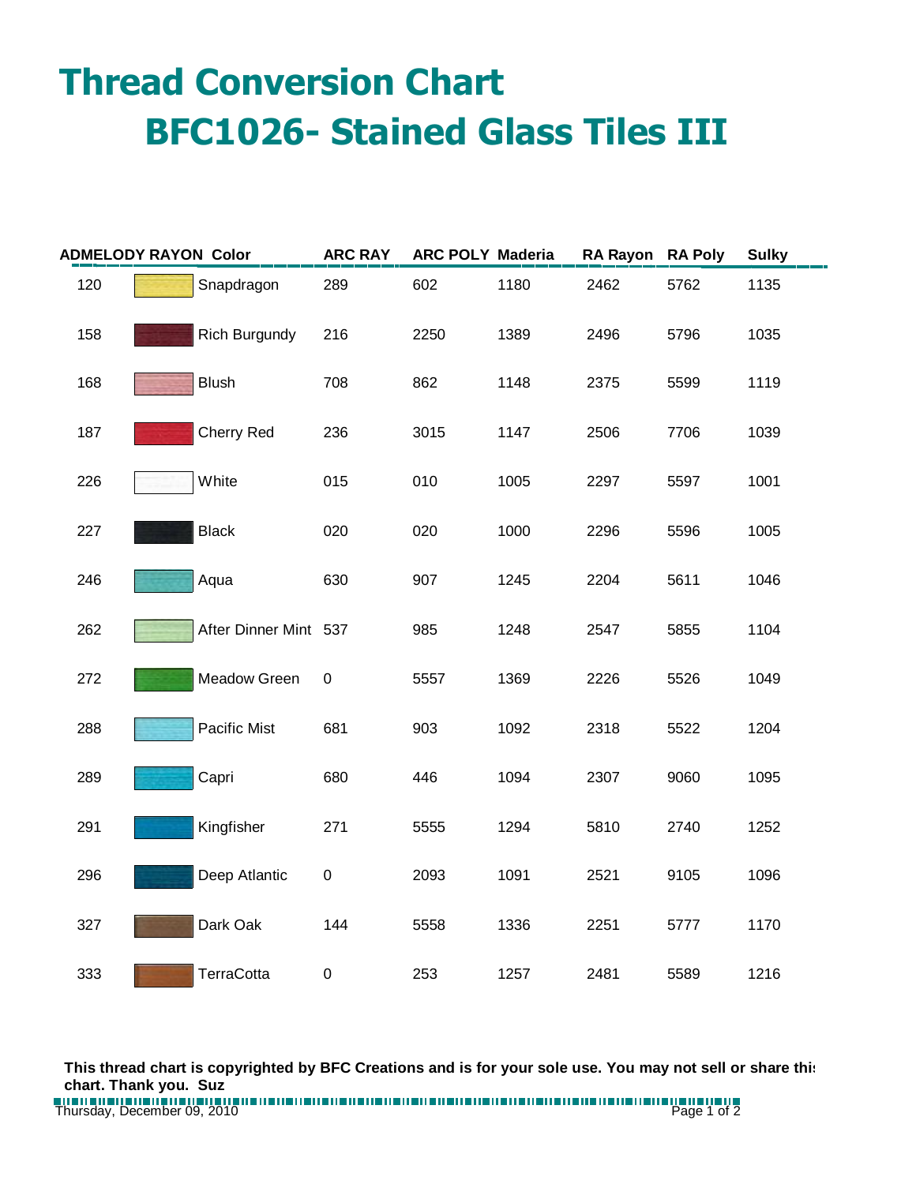# Thread Conversion Chart

## BFC1026- Stained Glass Tiles III

| ADMELODY RAYON | Color | | ARC RAY | ARC POLY | Maderia | RA Rayon | RA Poly | Sulky |
|---|---|---|---|---|---|---|---|---|
| 120 | | Snapdragon | 289 | 602 | 1180 | 2462 | 5762 | 1135 |
| 158 | | Rich Burgundy | 216 | 2250 | 1389 | 2496 | 5796 | 1035 |
| 168 | | Blush | 708 | 862 | 1148 | 2375 | 5599 | 1119 |
| 187 | | Cherry Red | 236 | 3015 | 1147 | 2506 | 7706 | 1039 |
| 226 | | White | 015 | 010 | 1005 | 2297 | 5597 | 1001 |
| 227 | | Black | 020 | 020 | 1000 | 2296 | 5596 | 1005 |
| 246 | | Aqua | 630 | 907 | 1245 | 2204 | 5611 | 1046 |
| 262 | | After Dinner Mint | 537 | 985 | 1248 | 2547 | 5855 | 1104 |
| 272 | | Meadow Green | 0 | 5557 | 1369 | 2226 | 5526 | 1049 |
| 288 | | Pacific Mist | 681 | 903 | 1092 | 2318 | 5522 | 1204 |
| 289 | | Capri | 680 | 446 | 1094 | 2307 | 9060 | 1095 |
| 291 | | Kingfisher | 271 | 5555 | 1294 | 5810 | 2740 | 1252 |
| 296 | | Deep Atlantic | 0 | 2093 | 1091 | 2521 | 9105 | 1096 |
| 327 | | Dark Oak | 144 | 5558 | 1336 | 2251 | 5777 | 1170 |
| 333 | | TerraCotta | 0 | 253 | 1257 | 2481 | 5589 | 1216 |

**This thread chart is copyrighted by BFC Creations and is for your sole use. You may not sell or share this chart. Thank you. Suz**

Thursday, December 09, 2010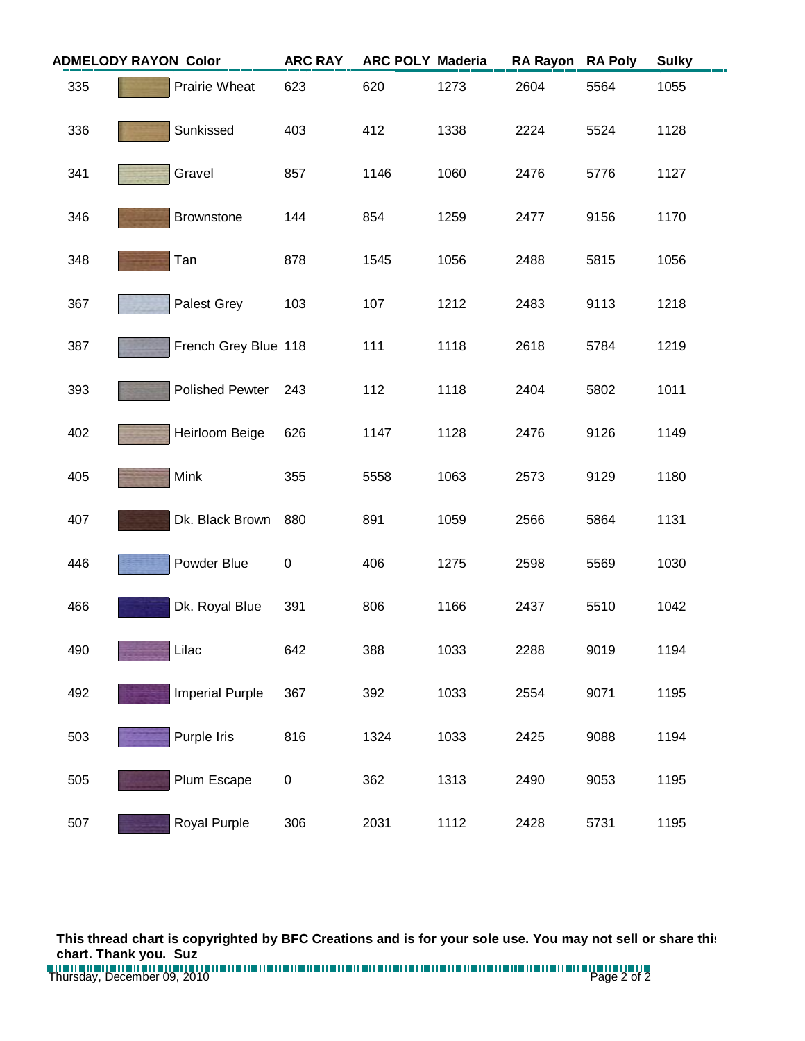| ADMELODY RAYON | | Color | ARC RAY | ARC POLY | Maderia | RA Rayon | RA Poly | Sulky |
|---|---|---|---|---|---|---|---|---|
| 335 | | Prairie Wheat | 623 | 620 | 1273 | 2604 | 5564 | 1055 |
| 336 | | Sunkissed | 403 | 412 | 1338 | 2224 | 5524 | 1128 |
| 341 | | Gravel | 857 | 1146 | 1060 | 2476 | 5776 | 1127 |
| 346 | | Brownstone | 144 | 854 | 1259 | 2477 | 9156 | 1170 |
| 348 | | Tan | 878 | 1545 | 1056 | 2488 | 5815 | 1056 |
| 367 | | Palest Grey | 103 | 107 | 1212 | 2483 | 9113 | 1218 |
| 387 | | French Grey Blue | 118 | 111 | 1118 | 2618 | 5784 | 1219 |
| 393 | | Polished Pewter | 243 | 112 | 1118 | 2404 | 5802 | 1011 |
| 402 | | Heirloom Beige | 626 | 1147 | 1128 | 2476 | 9126 | 1149 |
| 405 | | Mink | 355 | 5558 | 1063 | 2573 | 9129 | 1180 |
| 407 | | Dk. Black Brown | 880 | 891 | 1059 | 2566 | 5864 | 1131 |
| 446 | | Powder Blue | 0 | 406 | 1275 | 2598 | 5569 | 1030 |
| 466 | | Dk. Royal Blue | 391 | 806 | 1166 | 2437 | 5510 | 1042 |
| 490 | | Lilac | 642 | 388 | 1033 | 2288 | 9019 | 1194 |
| 492 | | Imperial Purple | 367 | 392 | 1033 | 2554 | 9071 | 1195 |
| 503 | | Purple Iris | 816 | 1324 | 1033 | 2425 | 9088 | 1194 |
| 505 | | Plum Escape | 0 | 362 | 1313 | 2490 | 9053 | 1195 |
| 507 | | Royal Purple | 306 | 2031 | 1112 | 2428 | 5731 | 1195 |

**This thread chart is copyrighted by BFC Creations and is for your sole use. You may not sell or share this chart. Thank you. Suz**

Thursday, December 09, 2010